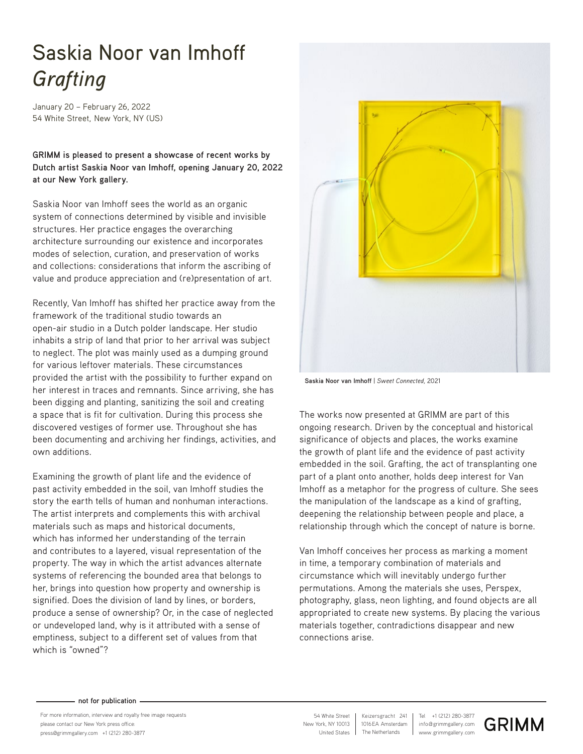# Saskia Noor van Imhoff
# *Grafting*

January 20 – February 26, 2022
54 White Street, New York, NY (US)

**GRIMM is pleased to present a showcase of recent works by Dutch artist Saskia Noor van Imhoff, opening January 20, 2022 at our New York gallery.**

Saskia Noor van Imhoff sees the world as an organic system of connections determined by visible and invisible structures. Her practice engages the overarching architecture surrounding our existence and incorporates modes of selection, curation, and preservation of works and collections: considerations that inform the ascribing of value and produce appreciation and (re)presentation of art.

Recently, Van Imhoff has shifted her practice away from the framework of the traditional studio towards an open-air studio in a Dutch polder landscape. Her studio inhabits a strip of land that prior to her arrival was subject to neglect. The plot was mainly used as a dumping ground for various leftover materials. These circumstances provided the artist with the possibility to further expand on her interest in traces and remnants. Since arriving, she has been digging and planting, sanitizing the soil and creating a space that is fit for cultivation. During this process she discovered vestiges of former use. Throughout she has been documenting and archiving her findings, activities, and own additions.

Examining the growth of plant life and the evidence of past activity embedded in the soil, van Imhoff studies the story the earth tells of human and nonhuman interactions. The artist interprets and complements this with archival materials such as maps and historical documents, which has informed her understanding of the terrain and contributes to a layered, visual representation of the property. The way in which the artist advances alternate systems of referencing the bounded area that belongs to her, brings into question how property and ownership is signified. Does the division of land by lines, or borders, produce a sense of ownership? Or, in the case of neglected or undeveloped land, why is it attributed with a sense of emptiness, subject to a different set of values from that which is "owned"?

**Saskia Noor van Imhoff** | *Sweet Connected*, 2021

The works now presented at GRIMM are part of this ongoing research. Driven by the conceptual and historical significance of objects and places, the works examine the growth of plant life and the evidence of past activity embedded in the soil. Grafting, the act of transplanting one part of a plant onto another, holds deep interest for Van Imhoff as a metaphor for the progress of culture. She sees the manipulation of the landscape as a kind of grafting, deepening the relationship between people and place, a relationship through which the concept of nature is borne.

Van Imhoff conceives her process as marking a moment in time, a temporary combination of materials and circumstance which will inevitably undergo further permutations. Among the materials she uses, Perspex, photography, glass, neon lighting, and found objects are all appropriated to create new systems. By placing the various materials together, contradictions disappear and new connections arise.

**not for publication**

For more information, interview and royalty free image requests please contact our New York press office: press@grimmgallery.com +1 (212) 280-3877

54 White Street, New York, NY 10013, United States | Keizersgracht 241, 1016EA Amsterdam, The Netherlands | Tel +1 (212) 280-3877, info@grimmgallery.com, www.grimmgallery.com

GRIMM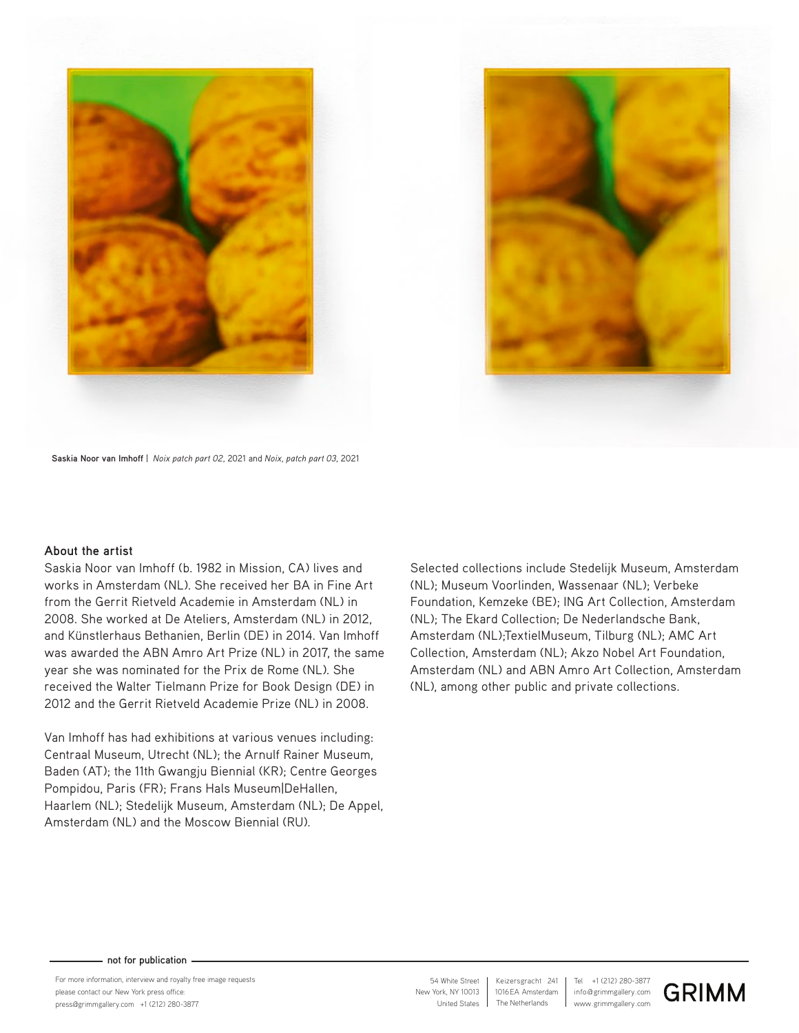**Saskia Noor van Imhoff** | *Noix patch part 02*, 2021 and *Noix, patch part 03*, 2021

## About the artist

Saskia Noor van Imhoff (b. 1982 in Mission, CA) lives and works in Amsterdam (NL). She received her BA in Fine Art from the Gerrit Rietveld Academie in Amsterdam (NL) in 2008. She worked at De Ateliers, Amsterdam (NL) in 2012, and Künstlerhaus Bethanien, Berlin (DE) in 2014. Van Imhoff was awarded the ABN Amro Art Prize (NL) in 2017, the same year she was nominated for the Prix de Rome (NL). She received the Walter Tielmann Prize for Book Design (DE) in 2012 and the Gerrit Rietveld Academie Prize (NL) in 2008.

Van Imhoff has had exhibitions at various venues including: Centraal Museum, Utrecht (NL); the Arnulf Rainer Museum, Baden (AT); the 11th Gwangju Biennial (KR); Centre Georges Pompidou, Paris (FR); Frans Hals Museum|DeHallen, Haarlem (NL); Stedelijk Museum, Amsterdam (NL); De Appel, Amsterdam (NL) and the Moscow Biennial (RU).

Selected collections include Stedelijk Museum, Amsterdam (NL); Museum Voorlinden, Wassenaar (NL); Verbeke Foundation, Kemzeke (BE); ING Art Collection, Amsterdam (NL); The Ekard Collection; De Nederlandsche Bank, Amsterdam (NL);TextielMuseum, Tilburg (NL); AMC Art Collection, Amsterdam (NL); Akzo Nobel Art Foundation, Amsterdam (NL) and ABN Amro Art Collection, Amsterdam (NL), among other public and private collections.

**not for publication**

For more information, interview and royalty free image requests please contact our New York press office: press@grimmgallery.com +1 (212) 280-3877

54 White Street
New York, NY 10013
United States

Keizersgracht 241
1016EA Amsterdam
The Netherlands

Tel +1 (212) 280-3877
info@grimmgallery.com
www.grimmgallery.com

GRIMM